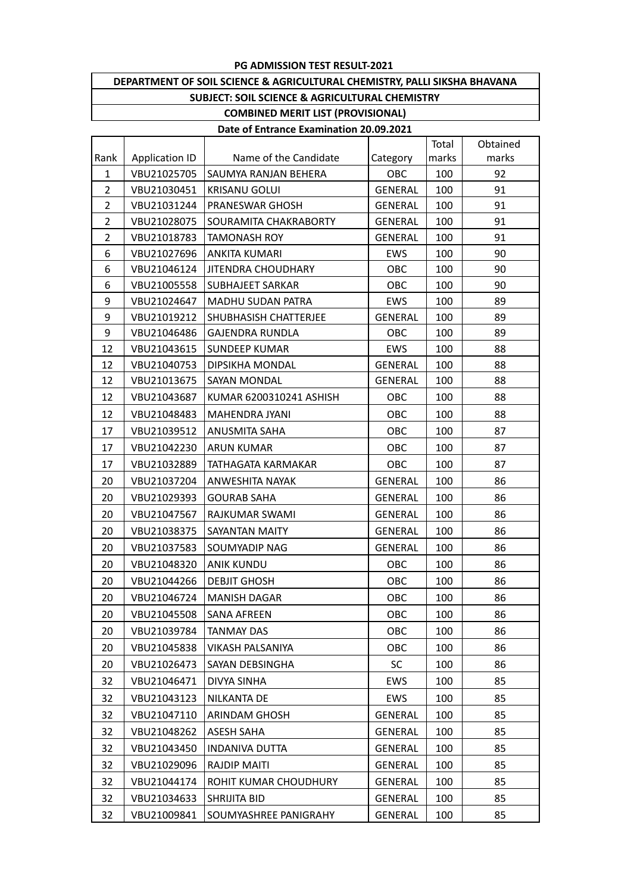# PG ADMISSION TEST RESULT-2021

## DEPARTMENT OF SOIL SCIENCE & AGRICULTURAL CHEMISTRY, PALLI SIKSHA BHAVANA

### SUBJECT: SOIL SCIENCE & AGRICULTURAL CHEMISTRY

### COMBINED MERIT LIST (PROVISIONAL)

**Date of Entrance Examination 20.09.2021**

| Rank | Application ID | Name of the Candidate | Category | Total marks | Obtained marks |
|---|---|---|---|---|---|
| 1 | VBU21025705 | SAUMYA RANJAN BEHERA | OBC | 100 | 92 |
| 2 | VBU21030451 | KRISANU GOLUI | GENERAL | 100 | 91 |
| 2 | VBU21031244 | PRANESWAR GHOSH | GENERAL | 100 | 91 |
| 2 | VBU21028075 | SOURAMITA CHAKRABORTY | GENERAL | 100 | 91 |
| 2 | VBU21018783 | TAMONASH ROY | GENERAL | 100 | 91 |
| 6 | VBU21027696 | ANKITA KUMARI | EWS | 100 | 90 |
| 6 | VBU21046124 | JITENDRA CHOUDHARY | OBC | 100 | 90 |
| 6 | VBU21005558 | SUBHAJEET SARKAR | OBC | 100 | 90 |
| 9 | VBU21024647 | MADHU SUDAN PATRA | EWS | 100 | 89 |
| 9 | VBU21019212 | SHUBHASISH CHATTERJEE | GENERAL | 100 | 89 |
| 9 | VBU21046486 | GAJENDRA RUNDLA | OBC | 100 | 89 |
| 12 | VBU21043615 | SUNDEEP KUMAR | EWS | 100 | 88 |
| 12 | VBU21040753 | DIPSIKHA MONDAL | GENERAL | 100 | 88 |
| 12 | VBU21013675 | SAYAN MONDAL | GENERAL | 100 | 88 |
| 12 | VBU21043687 | KUMAR 6200310241 ASHISH | OBC | 100 | 88 |
| 12 | VBU21048483 | MAHENDRA JYANI | OBC | 100 | 88 |
| 17 | VBU21039512 | ANUSMITA SAHA | OBC | 100 | 87 |
| 17 | VBU21042230 | ARUN KUMAR | OBC | 100 | 87 |
| 17 | VBU21032889 | TATHAGATA KARMAKAR | OBC | 100 | 87 |
| 20 | VBU21037204 | ANWESHITA NAYAK | GENERAL | 100 | 86 |
| 20 | VBU21029393 | GOURAB SAHA | GENERAL | 100 | 86 |
| 20 | VBU21047567 | RAJKUMAR SWAMI | GENERAL | 100 | 86 |
| 20 | VBU21038375 | SAYANTAN MAITY | GENERAL | 100 | 86 |
| 20 | VBU21037583 | SOUMYADIP NAG | GENERAL | 100 | 86 |
| 20 | VBU21048320 | ANIK KUNDU | OBC | 100 | 86 |
| 20 | VBU21044266 | DEBJIT GHOSH | OBC | 100 | 86 |
| 20 | VBU21046724 | MANISH DAGAR | OBC | 100 | 86 |
| 20 | VBU21045508 | SANA AFREEN | OBC | 100 | 86 |
| 20 | VBU21039784 | TANMAY DAS | OBC | 100 | 86 |
| 20 | VBU21045838 | VIKASH PALSANIYA | OBC | 100 | 86 |
| 20 | VBU21026473 | SAYAN DEBSINGHA | SC | 100 | 86 |
| 32 | VBU21046471 | DIVYA SINHA | EWS | 100 | 85 |
| 32 | VBU21043123 | NILKANTA DE | EWS | 100 | 85 |
| 32 | VBU21047110 | ARINDAM GHOSH | GENERAL | 100 | 85 |
| 32 | VBU21048262 | ASESH SAHA | GENERAL | 100 | 85 |
| 32 | VBU21043450 | INDANIVA DUTTA | GENERAL | 100 | 85 |
| 32 | VBU21029096 | RAJDIP MAITI | GENERAL | 100 | 85 |
| 32 | VBU21044174 | ROHIT KUMAR CHOUDHURY | GENERAL | 100 | 85 |
| 32 | VBU21034633 | SHRIJITA BID | GENERAL | 100 | 85 |
| 32 | VBU21009841 | SOUMYASHREE PANIGRAHY | GENERAL | 100 | 85 |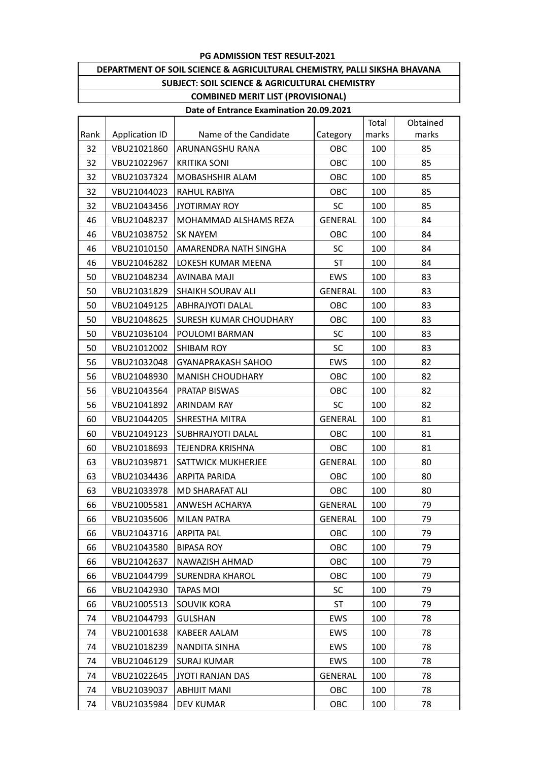**PG ADMISSION TEST RESULT-2021**

**DEPARTMENT OF SOIL SCIENCE & AGRICULTURAL CHEMISTRY, PALLI SIKSHA BHAVANA**

**SUBJECT: SOIL SCIENCE & AGRICULTURAL CHEMISTRY**

**COMBINED MERIT LIST (PROVISIONAL)**

**Date of Entrance Examination 20.09.2021**

| Rank | Application ID | Name of the Candidate | Category | Total marks | Obtained marks |
|---|---|---|---|---|---|
| 32 | VBU21021860 | ARUNANGSHU RANA | OBC | 100 | 85 |
| 32 | VBU21022967 | KRITIKA SONI | OBC | 100 | 85 |
| 32 | VBU21037324 | MOBASHSHIR ALAM | OBC | 100 | 85 |
| 32 | VBU21044023 | RAHUL RABIYA | OBC | 100 | 85 |
| 32 | VBU21043456 | JYOTIRMAY ROY | SC | 100 | 85 |
| 46 | VBU21048237 | MOHAMMAD ALSHAMS REZA | GENERAL | 100 | 84 |
| 46 | VBU21038752 | SK NAYEM | OBC | 100 | 84 |
| 46 | VBU21010150 | AMARENDRA NATH SINGHA | SC | 100 | 84 |
| 46 | VBU21046282 | LOKESH KUMAR MEENA | ST | 100 | 84 |
| 50 | VBU21048234 | AVINABA MAJI | EWS | 100 | 83 |
| 50 | VBU21031829 | SHAIKH SOURAV ALI | GENERAL | 100 | 83 |
| 50 | VBU21049125 | ABHRAJYOTI DALAL | OBC | 100 | 83 |
| 50 | VBU21048625 | SURESH KUMAR CHOUDHARY | OBC | 100 | 83 |
| 50 | VBU21036104 | POULOMI BARMAN | SC | 100 | 83 |
| 50 | VBU21012002 | SHIBAM ROY | SC | 100 | 83 |
| 56 | VBU21032048 | GYANAPRAKASH SAHOO | EWS | 100 | 82 |
| 56 | VBU21048930 | MANISH CHOUDHARY | OBC | 100 | 82 |
| 56 | VBU21043564 | PRATAP BISWAS | OBC | 100 | 82 |
| 56 | VBU21041892 | ARINDAM RAY | SC | 100 | 82 |
| 60 | VBU21044205 | SHRESTHA MITRA | GENERAL | 100 | 81 |
| 60 | VBU21049123 | SUBHRAJYOTI DALAL | OBC | 100 | 81 |
| 60 | VBU21018693 | TEJENDRA KRISHNA | OBC | 100 | 81 |
| 63 | VBU21039871 | SATTWICK MUKHERJEE | GENERAL | 100 | 80 |
| 63 | VBU21034436 | ARPITA PARIDA | OBC | 100 | 80 |
| 63 | VBU21033978 | MD SHARAFAT ALI | OBC | 100 | 80 |
| 66 | VBU21005581 | ANWESH ACHARYA | GENERAL | 100 | 79 |
| 66 | VBU21035606 | MILAN PATRA | GENERAL | 100 | 79 |
| 66 | VBU21043716 | ARPITA PAL | OBC | 100 | 79 |
| 66 | VBU21043580 | BIPASA ROY | OBC | 100 | 79 |
| 66 | VBU21042637 | NAWAZISH AHMAD | OBC | 100 | 79 |
| 66 | VBU21044799 | SURENDRA KHAROL | OBC | 100 | 79 |
| 66 | VBU21042930 | TAPAS MOI | SC | 100 | 79 |
| 66 | VBU21005513 | SOUVIK KORA | ST | 100 | 79 |
| 74 | VBU21044793 | GULSHAN | EWS | 100 | 78 |
| 74 | VBU21001638 | KABEER AALAM | EWS | 100 | 78 |
| 74 | VBU21018239 | NANDITA SINHA | EWS | 100 | 78 |
| 74 | VBU21046129 | SURAJ KUMAR | EWS | 100 | 78 |
| 74 | VBU21022645 | JYOTI RANJAN DAS | GENERAL | 100 | 78 |
| 74 | VBU21039037 | ABHIJIT MANI | OBC | 100 | 78 |
| 74 | VBU21035984 | DEV KUMAR | OBC | 100 | 78 |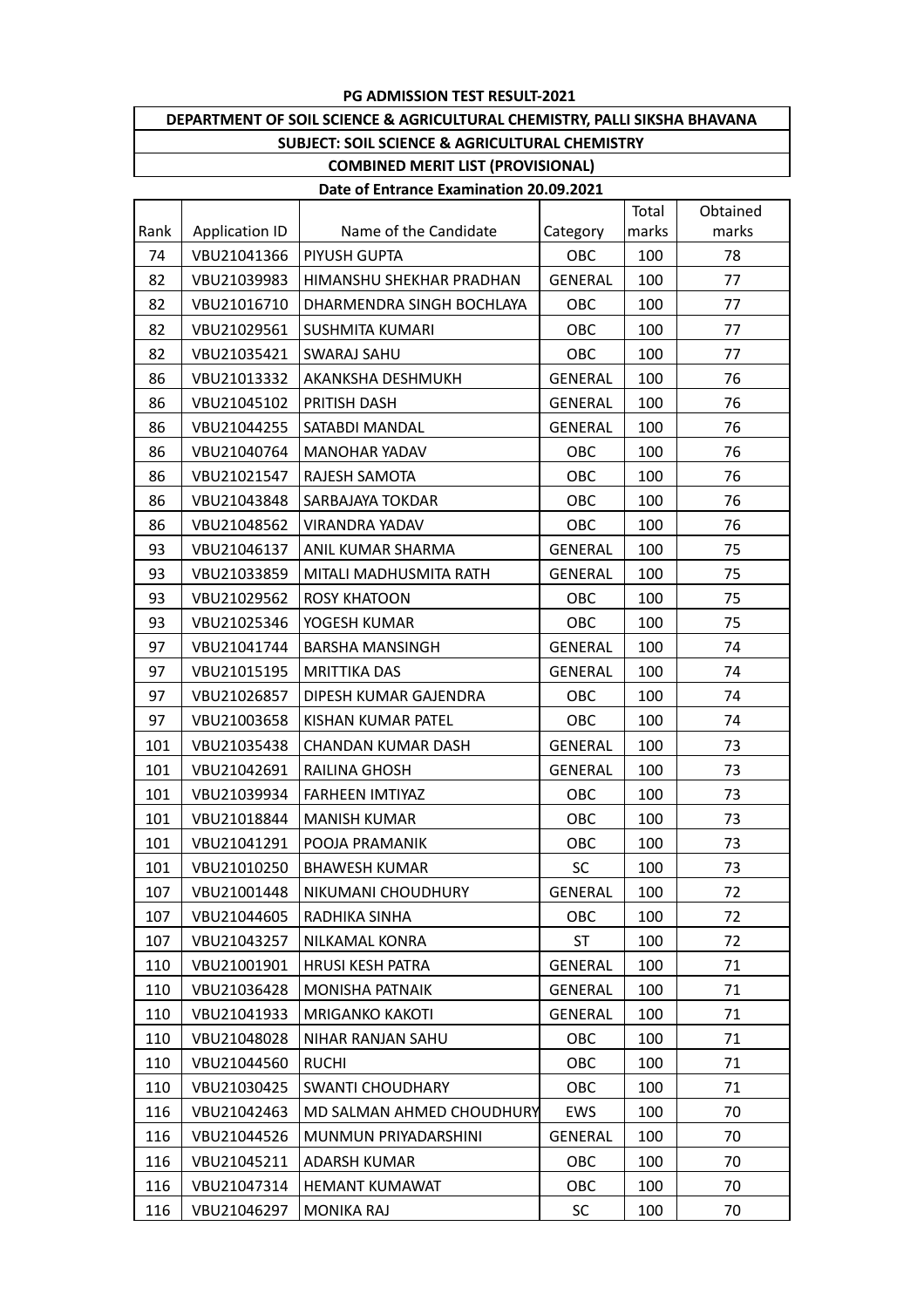**PG ADMISSION TEST RESULT-2021**

**DEPARTMENT OF SOIL SCIENCE & AGRICULTURAL CHEMISTRY, PALLI SIKSHA BHAVANA**

**SUBJECT: SOIL SCIENCE & AGRICULTURAL CHEMISTRY**

**COMBINED MERIT LIST (PROVISIONAL)**

**Date of Entrance Examination 20.09.2021**

| Rank | Application ID | Name of the Candidate | Category | Total marks | Obtained marks |
|---|---|---|---|---|---|
| 74 | VBU21041366 | PIYUSH GUPTA | OBC | 100 | 78 |
| 82 | VBU21039983 | HIMANSHU SHEKHAR PRADHAN | GENERAL | 100 | 77 |
| 82 | VBU21016710 | DHARMENDRA SINGH BOCHLAYA | OBC | 100 | 77 |
| 82 | VBU21029561 | SUSHMITA KUMARI | OBC | 100 | 77 |
| 82 | VBU21035421 | SWARAJ SAHU | OBC | 100 | 77 |
| 86 | VBU21013332 | AKANKSHA DESHMUKH | GENERAL | 100 | 76 |
| 86 | VBU21045102 | PRITISH DASH | GENERAL | 100 | 76 |
| 86 | VBU21044255 | SATABDI MANDAL | GENERAL | 100 | 76 |
| 86 | VBU21040764 | MANOHAR YADAV | OBC | 100 | 76 |
| 86 | VBU21021547 | RAJESH SAMOTA | OBC | 100 | 76 |
| 86 | VBU21043848 | SARBAJAYA TOKDAR | OBC | 100 | 76 |
| 86 | VBU21048562 | VIRANDRA YADAV | OBC | 100 | 76 |
| 93 | VBU21046137 | ANIL KUMAR SHARMA | GENERAL | 100 | 75 |
| 93 | VBU21033859 | MITALI MADHUSMITA RATH | GENERAL | 100 | 75 |
| 93 | VBU21029562 | ROSY KHATOON | OBC | 100 | 75 |
| 93 | VBU21025346 | YOGESH KUMAR | OBC | 100 | 75 |
| 97 | VBU21041744 | BARSHA MANSINGH | GENERAL | 100 | 74 |
| 97 | VBU21015195 | MRITTIKA DAS | GENERAL | 100 | 74 |
| 97 | VBU21026857 | DIPESH KUMAR GAJENDRA | OBC | 100 | 74 |
| 97 | VBU21003658 | KISHAN KUMAR PATEL | OBC | 100 | 74 |
| 101 | VBU21035438 | CHANDAN KUMAR DASH | GENERAL | 100 | 73 |
| 101 | VBU21042691 | RAILINA GHOSH | GENERAL | 100 | 73 |
| 101 | VBU21039934 | FARHEEN IMTIYAZ | OBC | 100 | 73 |
| 101 | VBU21018844 | MANISH KUMAR | OBC | 100 | 73 |
| 101 | VBU21041291 | POOJA PRAMANIK | OBC | 100 | 73 |
| 101 | VBU21010250 | BHAWESH KUMAR | SC | 100 | 73 |
| 107 | VBU21001448 | NIKUMANI CHOUDHURY | GENERAL | 100 | 72 |
| 107 | VBU21044605 | RADHIKA SINHA | OBC | 100 | 72 |
| 107 | VBU21043257 | NILKAMAL KONRA | ST | 100 | 72 |
| 110 | VBU21001901 | HRUSI KESH PATRA | GENERAL | 100 | 71 |
| 110 | VBU21036428 | MONISHA PATNAIK | GENERAL | 100 | 71 |
| 110 | VBU21041933 | MRIGANKO KAKOTI | GENERAL | 100 | 71 |
| 110 | VBU21048028 | NIHAR RANJAN SAHU | OBC | 100 | 71 |
| 110 | VBU21044560 | RUCHI | OBC | 100 | 71 |
| 110 | VBU21030425 | SWANTI CHOUDHARY | OBC | 100 | 71 |
| 116 | VBU21042463 | MD SALMAN AHMED CHOUDHURY | EWS | 100 | 70 |
| 116 | VBU21044526 | MUNMUN PRIYADARSHINI | GENERAL | 100 | 70 |
| 116 | VBU21045211 | ADARSH KUMAR | OBC | 100 | 70 |
| 116 | VBU21047314 | HEMANT KUMAWAT | OBC | 100 | 70 |
| 116 | VBU21046297 | MONIKA RAJ | SC | 100 | 70 |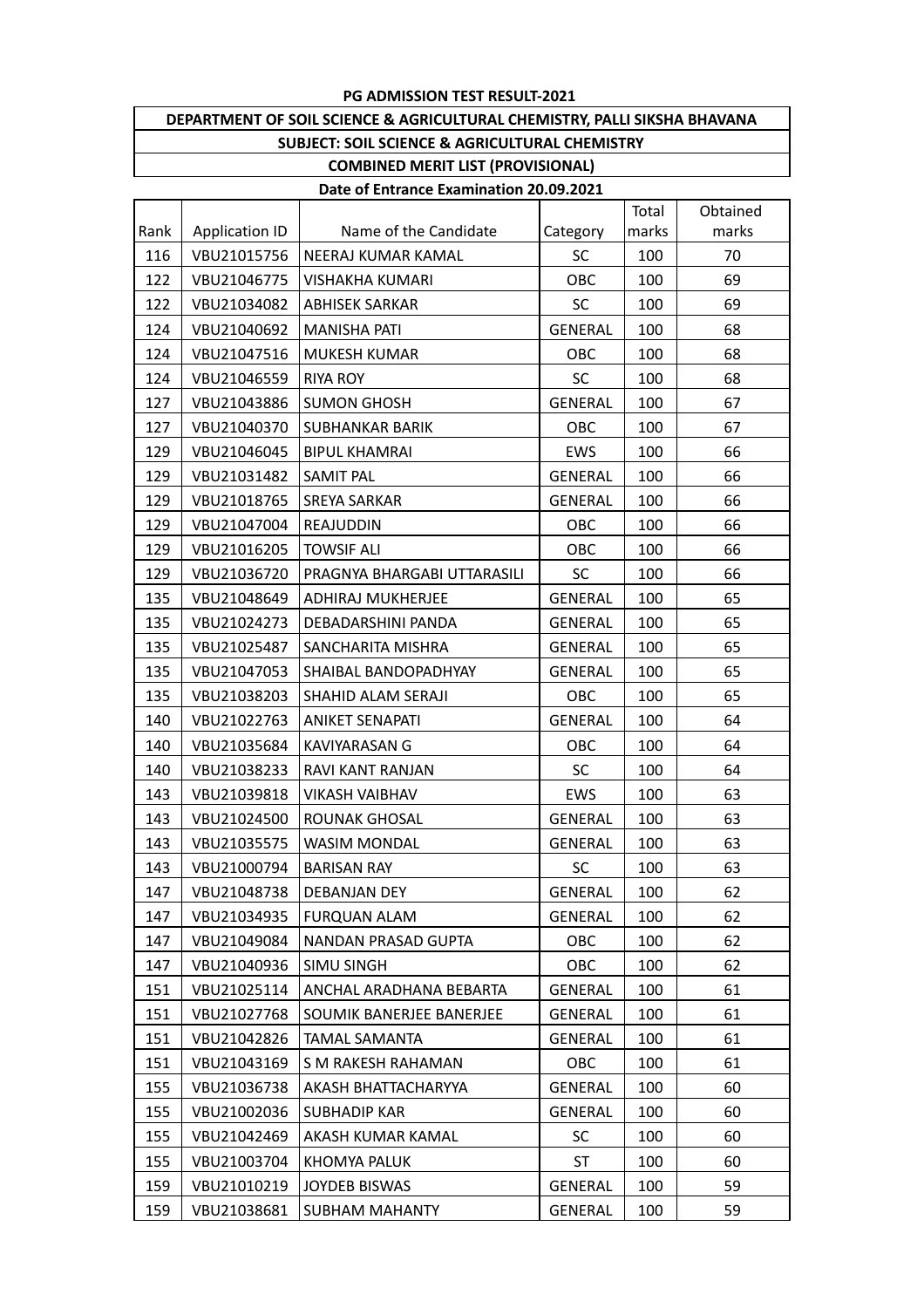**PG ADMISSION TEST RESULT-2021**

**DEPARTMENT OF SOIL SCIENCE & AGRICULTURAL CHEMISTRY, PALLI SIKSHA BHAVANA**

**SUBJECT: SOIL SCIENCE & AGRICULTURAL CHEMISTRY**

**COMBINED MERIT LIST (PROVISIONAL)**

**Date of Entrance Examination 20.09.2021**

| Rank | Application ID | Name of the Candidate | Category | Total marks | Obtained marks |
|---|---|---|---|---|---|
| 116 | VBU21015756 | NEERAJ KUMAR KAMAL | SC | 100 | 70 |
| 122 | VBU21046775 | VISHAKHA KUMARI | OBC | 100 | 69 |
| 122 | VBU21034082 | ABHISEK SARKAR | SC | 100 | 69 |
| 124 | VBU21040692 | MANISHA PATI | GENERAL | 100 | 68 |
| 124 | VBU21047516 | MUKESH KUMAR | OBC | 100 | 68 |
| 124 | VBU21046559 | RIYA ROY | SC | 100 | 68 |
| 127 | VBU21043886 | SUMON GHOSH | GENERAL | 100 | 67 |
| 127 | VBU21040370 | SUBHANKAR BARIK | OBC | 100 | 67 |
| 129 | VBU21046045 | BIPUL KHAMRAI | EWS | 100 | 66 |
| 129 | VBU21031482 | SAMIT PAL | GENERAL | 100 | 66 |
| 129 | VBU21018765 | SREYA SARKAR | GENERAL | 100 | 66 |
| 129 | VBU21047004 | REAJUDDIN | OBC | 100 | 66 |
| 129 | VBU21016205 | TOWSIF ALI | OBC | 100 | 66 |
| 129 | VBU21036720 | PRAGNYA BHARGABI UTTARASILI | SC | 100 | 66 |
| 135 | VBU21048649 | ADHIRAJ MUKHERJEE | GENERAL | 100 | 65 |
| 135 | VBU21024273 | DEBADARSHINI PANDA | GENERAL | 100 | 65 |
| 135 | VBU21025487 | SANCHARITA MISHRA | GENERAL | 100 | 65 |
| 135 | VBU21047053 | SHAIBAL BANDOPADHYAY | GENERAL | 100 | 65 |
| 135 | VBU21038203 | SHAHID ALAM SERAJI | OBC | 100 | 65 |
| 140 | VBU21022763 | ANIKET SENAPATI | GENERAL | 100 | 64 |
| 140 | VBU21035684 | KAVIYARASAN G | OBC | 100 | 64 |
| 140 | VBU21038233 | RAVI KANT RANJAN | SC | 100 | 64 |
| 143 | VBU21039818 | VIKASH VAIBHAV | EWS | 100 | 63 |
| 143 | VBU21024500 | ROUNAK GHOSAL | GENERAL | 100 | 63 |
| 143 | VBU21035575 | WASIM MONDAL | GENERAL | 100 | 63 |
| 143 | VBU21000794 | BARISAN RAY | SC | 100 | 63 |
| 147 | VBU21048738 | DEBANJAN DEY | GENERAL | 100 | 62 |
| 147 | VBU21034935 | FURQUAN ALAM | GENERAL | 100 | 62 |
| 147 | VBU21049084 | NANDAN PRASAD GUPTA | OBC | 100 | 62 |
| 147 | VBU21040936 | SIMU SINGH | OBC | 100 | 62 |
| 151 | VBU21025114 | ANCHAL ARADHANA BEBARTA | GENERAL | 100 | 61 |
| 151 | VBU21027768 | SOUMIK BANERJEE BANERJEE | GENERAL | 100 | 61 |
| 151 | VBU21042826 | TAMAL SAMANTA | GENERAL | 100 | 61 |
| 151 | VBU21043169 | S M RAKESH RAHAMAN | OBC | 100 | 61 |
| 155 | VBU21036738 | AKASH BHATTACHARYYA | GENERAL | 100 | 60 |
| 155 | VBU21002036 | SUBHADIP KAR | GENERAL | 100 | 60 |
| 155 | VBU21042469 | AKASH KUMAR KAMAL | SC | 100 | 60 |
| 155 | VBU21003704 | KHOMYA PALUK | ST | 100 | 60 |
| 159 | VBU21010219 | JOYDEB BISWAS | GENERAL | 100 | 59 |
| 159 | VBU21038681 | SUBHAM MAHANTY | GENERAL | 100 | 59 |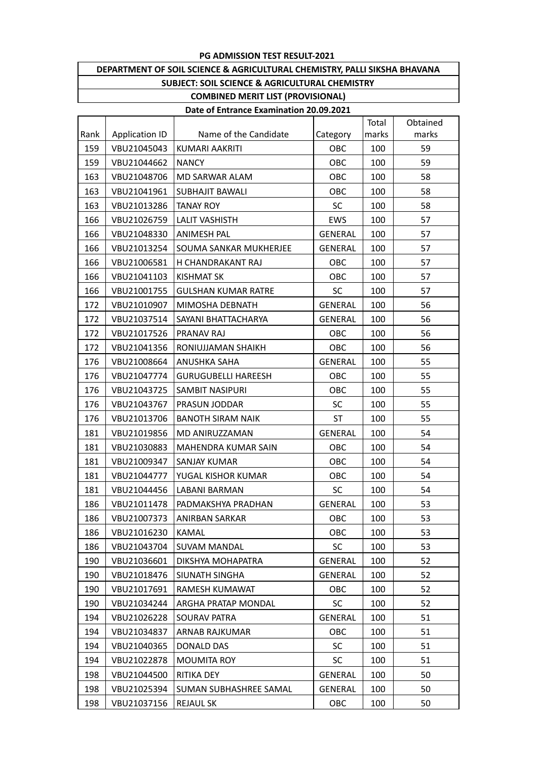**PG ADMISSION TEST RESULT-2021**

**DEPARTMENT OF SOIL SCIENCE & AGRICULTURAL CHEMISTRY, PALLI SIKSHA BHAVANA**

**SUBJECT: SOIL SCIENCE & AGRICULTURAL CHEMISTRY**

**COMBINED MERIT LIST (PROVISIONAL)**

**Date of Entrance Examination 20.09.2021**

| Rank | Application ID | Name of the Candidate | Category | Total marks | Obtained marks |
|---|---|---|---|---|---|
| 159 | VBU21045043 | KUMARI AAKRITI | OBC | 100 | 59 |
| 159 | VBU21044662 | NANCY | OBC | 100 | 59 |
| 163 | VBU21048706 | MD SARWAR ALAM | OBC | 100 | 58 |
| 163 | VBU21041961 | SUBHAJIT BAWALI | OBC | 100 | 58 |
| 163 | VBU21013286 | TANAY ROY | SC | 100 | 58 |
| 166 | VBU21026759 | LALIT VASHISTH | EWS | 100 | 57 |
| 166 | VBU21048330 | ANIMESH PAL | GENERAL | 100 | 57 |
| 166 | VBU21013254 | SOUMA SANKAR MUKHERJEE | GENERAL | 100 | 57 |
| 166 | VBU21006581 | H CHANDRAKANT RAJ | OBC | 100 | 57 |
| 166 | VBU21041103 | KISHMAT SK | OBC | 100 | 57 |
| 166 | VBU21001755 | GULSHAN KUMAR RATRE | SC | 100 | 57 |
| 172 | VBU21010907 | MIMOSHA DEBNATH | GENERAL | 100 | 56 |
| 172 | VBU21037514 | SAYANI BHATTACHARYA | GENERAL | 100 | 56 |
| 172 | VBU21017526 | PRANAV RAJ | OBC | 100 | 56 |
| 172 | VBU21041356 | RONIUJJAMAN SHAIKH | OBC | 100 | 56 |
| 176 | VBU21008664 | ANUSHKA SAHA | GENERAL | 100 | 55 |
| 176 | VBU21047774 | GURUGUBELLI HAREESH | OBC | 100 | 55 |
| 176 | VBU21043725 | SAMBIT NASIPURI | OBC | 100 | 55 |
| 176 | VBU21043767 | PRASUN JODDAR | SC | 100 | 55 |
| 176 | VBU21013706 | BANOTH SIRAM NAIK | ST | 100 | 55 |
| 181 | VBU21019856 | MD ANIRUZZAMAN | GENERAL | 100 | 54 |
| 181 | VBU21030883 | MAHENDRA KUMAR SAIN | OBC | 100 | 54 |
| 181 | VBU21009347 | SANJAY KUMAR | OBC | 100 | 54 |
| 181 | VBU21044777 | YUGAL KISHOR KUMAR | OBC | 100 | 54 |
| 181 | VBU21044456 | LABANI BARMAN | SC | 100 | 54 |
| 186 | VBU21011478 | PADMAKSHYA PRADHAN | GENERAL | 100 | 53 |
| 186 | VBU21007373 | ANIRBAN SARKAR | OBC | 100 | 53 |
| 186 | VBU21016230 | KAMAL | OBC | 100 | 53 |
| 186 | VBU21043704 | SUVAM MANDAL | SC | 100 | 53 |
| 190 | VBU21036601 | DIKSHYA MOHAPATRA | GENERAL | 100 | 52 |
| 190 | VBU21018476 | SIUNATH SINGHA | GENERAL | 100 | 52 |
| 190 | VBU21017691 | RAMESH KUMAWAT | OBC | 100 | 52 |
| 190 | VBU21034244 | ARGHA PRATAP MONDAL | SC | 100 | 52 |
| 194 | VBU21026228 | SOURAV PATRA | GENERAL | 100 | 51 |
| 194 | VBU21034837 | ARNAB RAJKUMAR | OBC | 100 | 51 |
| 194 | VBU21040365 | DONALD DAS | SC | 100 | 51 |
| 194 | VBU21022878 | MOUMITA ROY | SC | 100 | 51 |
| 198 | VBU21044500 | RITIKA DEY | GENERAL | 100 | 50 |
| 198 | VBU21025394 | SUMAN SUBHASHREE SAMAL | GENERAL | 100 | 50 |
| 198 | VBU21037156 | REJAUL SK | OBC | 100 | 50 |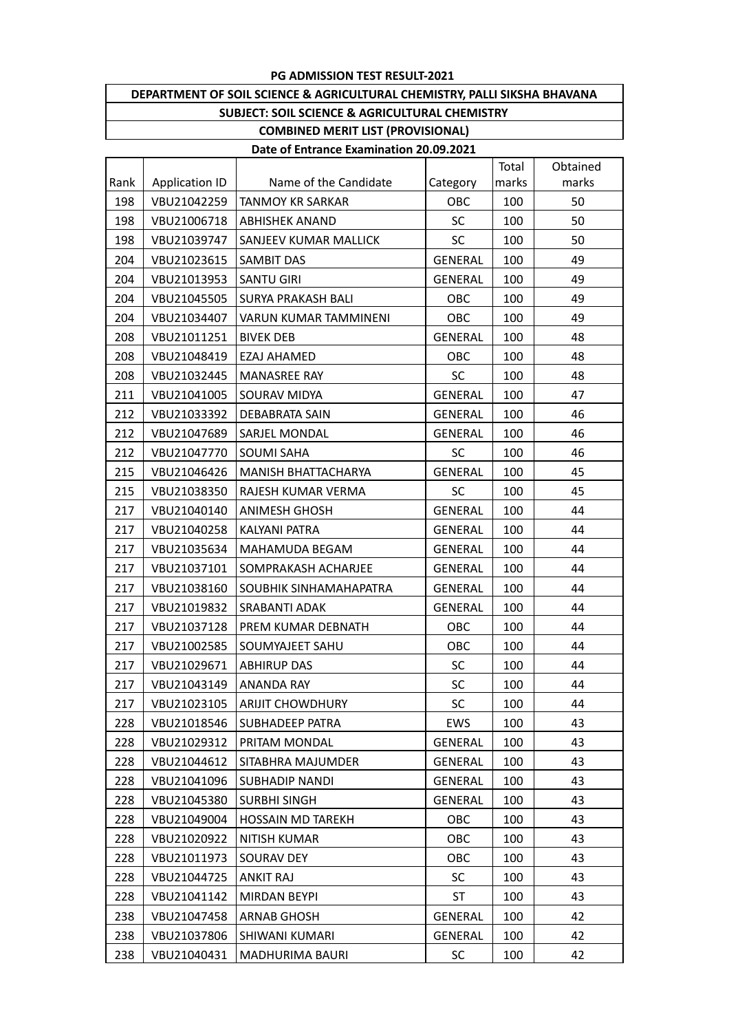**PG ADMISSION TEST RESULT-2021**

**DEPARTMENT OF SOIL SCIENCE & AGRICULTURAL CHEMISTRY, PALLI SIKSHA BHAVANA**

**SUBJECT: SOIL SCIENCE & AGRICULTURAL CHEMISTRY**

**COMBINED MERIT LIST (PROVISIONAL)**

**Date of Entrance Examination 20.09.2021**

| Rank | Application ID | Name of the Candidate | Category | Total marks | Obtained marks |
|---|---|---|---|---|---|
| 198 | VBU21042259 | TANMOY KR SARKAR | OBC | 100 | 50 |
| 198 | VBU21006718 | ABHISHEK ANAND | SC | 100 | 50 |
| 198 | VBU21039747 | SANJEEV KUMAR MALLICK | SC | 100 | 50 |
| 204 | VBU21023615 | SAMBIT DAS | GENERAL | 100 | 49 |
| 204 | VBU21013953 | SANTU GIRI | GENERAL | 100 | 49 |
| 204 | VBU21045505 | SURYA PRAKASH BALI | OBC | 100 | 49 |
| 204 | VBU21034407 | VARUN KUMAR TAMMINENI | OBC | 100 | 49 |
| 208 | VBU21011251 | BIVEK DEB | GENERAL | 100 | 48 |
| 208 | VBU21048419 | EZAJ AHAMED | OBC | 100 | 48 |
| 208 | VBU21032445 | MANASREE RAY | SC | 100 | 48 |
| 211 | VBU21041005 | SOURAV MIDYA | GENERAL | 100 | 47 |
| 212 | VBU21033392 | DEBABRATA SAIN | GENERAL | 100 | 46 |
| 212 | VBU21047689 | SARJEL MONDAL | GENERAL | 100 | 46 |
| 212 | VBU21047770 | SOUMI SAHA | SC | 100 | 46 |
| 215 | VBU21046426 | MANISH BHATTACHARYA | GENERAL | 100 | 45 |
| 215 | VBU21038350 | RAJESH KUMAR VERMA | SC | 100 | 45 |
| 217 | VBU21040140 | ANIMESH GHOSH | GENERAL | 100 | 44 |
| 217 | VBU21040258 | KALYANI PATRA | GENERAL | 100 | 44 |
| 217 | VBU21035634 | MAHAMUDA BEGAM | GENERAL | 100 | 44 |
| 217 | VBU21037101 | SOMPRAKASH ACHARJEE | GENERAL | 100 | 44 |
| 217 | VBU21038160 | SOUBHIK SINHAMAHAPATRA | GENERAL | 100 | 44 |
| 217 | VBU21019832 | SRABANTI ADAK | GENERAL | 100 | 44 |
| 217 | VBU21037128 | PREM KUMAR DEBNATH | OBC | 100 | 44 |
| 217 | VBU21002585 | SOUMYAJEET SAHU | OBC | 100 | 44 |
| 217 | VBU21029671 | ABHIRUP DAS | SC | 100 | 44 |
| 217 | VBU21043149 | ANANDA RAY | SC | 100 | 44 |
| 217 | VBU21023105 | ARIJIT CHOWDHURY | SC | 100 | 44 |
| 228 | VBU21018546 | SUBHADEEP PATRA | EWS | 100 | 43 |
| 228 | VBU21029312 | PRITAM MONDAL | GENERAL | 100 | 43 |
| 228 | VBU21044612 | SITABHRA MAJUMDER | GENERAL | 100 | 43 |
| 228 | VBU21041096 | SUBHADIP NANDI | GENERAL | 100 | 43 |
| 228 | VBU21045380 | SURBHI SINGH | GENERAL | 100 | 43 |
| 228 | VBU21049004 | HOSSAIN MD TAREKH | OBC | 100 | 43 |
| 228 | VBU21020922 | NITISH KUMAR | OBC | 100 | 43 |
| 228 | VBU21011973 | SOURAV DEY | OBC | 100 | 43 |
| 228 | VBU21044725 | ANKIT RAJ | SC | 100 | 43 |
| 228 | VBU21041142 | MIRDAN BEYPI | ST | 100 | 43 |
| 238 | VBU21047458 | ARNAB GHOSH | GENERAL | 100 | 42 |
| 238 | VBU21037806 | SHIWANI KUMARI | GENERAL | 100 | 42 |
| 238 | VBU21040431 | MADHURIMA BAURI | SC | 100 | 42 |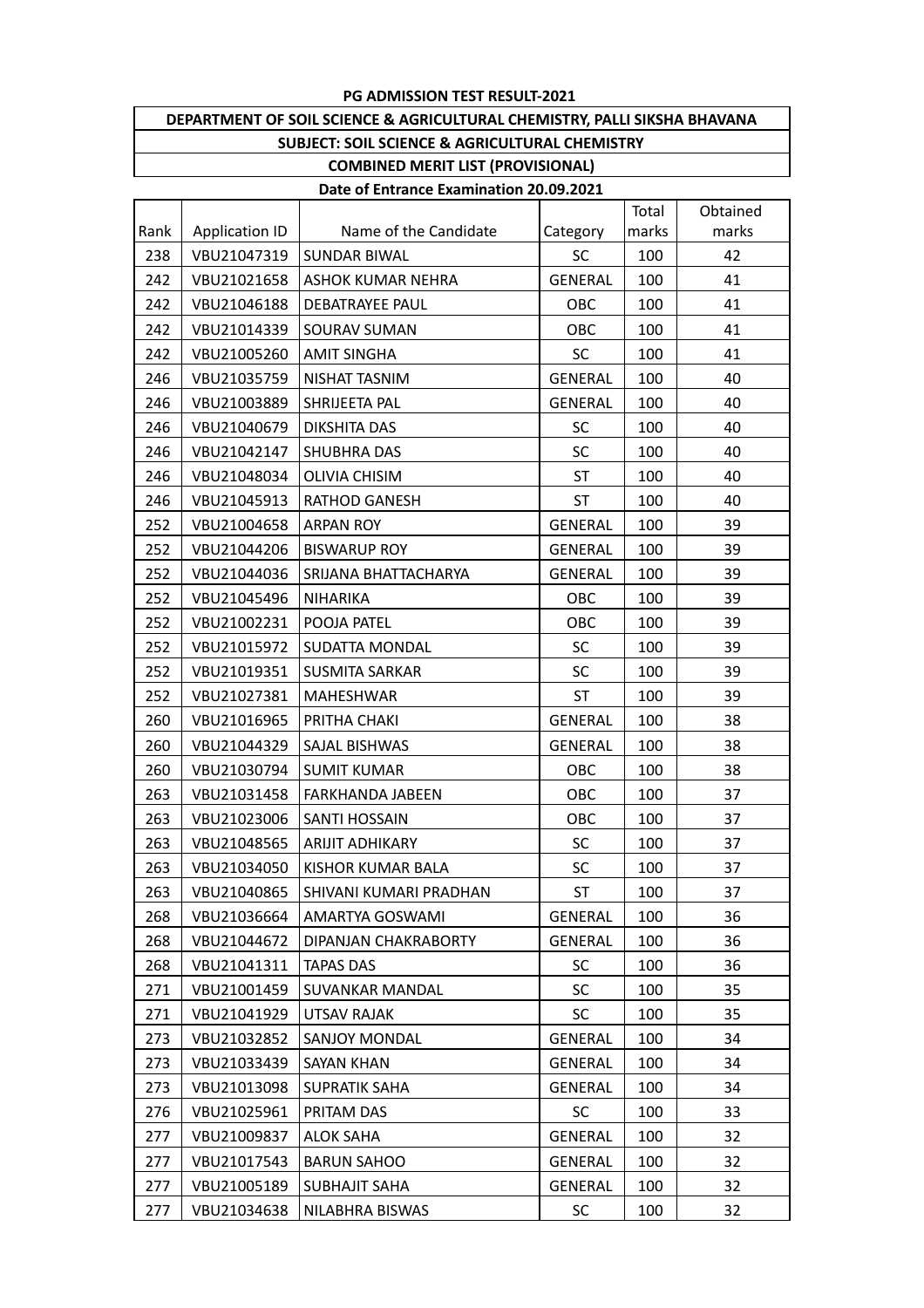**PG ADMISSION TEST RESULT-2021**

**DEPARTMENT OF SOIL SCIENCE & AGRICULTURAL CHEMISTRY, PALLI SIKSHA BHAVANA**

**SUBJECT: SOIL SCIENCE & AGRICULTURAL CHEMISTRY**

**COMBINED MERIT LIST (PROVISIONAL)**

**Date of Entrance Examination 20.09.2021**

| Rank | Application ID | Name of the Candidate | Category | Total marks | Obtained marks |
|---|---|---|---|---|---|
| 238 | VBU21047319 | SUNDAR BIWAL | SC | 100 | 42 |
| 242 | VBU21021658 | ASHOK KUMAR NEHRA | GENERAL | 100 | 41 |
| 242 | VBU21046188 | DEBATRAYEE PAUL | OBC | 100 | 41 |
| 242 | VBU21014339 | SOURAV SUMAN | OBC | 100 | 41 |
| 242 | VBU21005260 | AMIT SINGHA | SC | 100 | 41 |
| 246 | VBU21035759 | NISHAT TASNIM | GENERAL | 100 | 40 |
| 246 | VBU21003889 | SHRIJEETA PAL | GENERAL | 100 | 40 |
| 246 | VBU21040679 | DIKSHITA DAS | SC | 100 | 40 |
| 246 | VBU21042147 | SHUBHRA DAS | SC | 100 | 40 |
| 246 | VBU21048034 | OLIVIA CHISIM | ST | 100 | 40 |
| 246 | VBU21045913 | RATHOD GANESH | ST | 100 | 40 |
| 252 | VBU21004658 | ARPAN ROY | GENERAL | 100 | 39 |
| 252 | VBU21044206 | BISWARUP ROY | GENERAL | 100 | 39 |
| 252 | VBU21044036 | SRIJANA BHATTACHARYA | GENERAL | 100 | 39 |
| 252 | VBU21045496 | NIHARIKA | OBC | 100 | 39 |
| 252 | VBU21002231 | POOJA PATEL | OBC | 100 | 39 |
| 252 | VBU21015972 | SUDATTA MONDAL | SC | 100 | 39 |
| 252 | VBU21019351 | SUSMITA SARKAR | SC | 100 | 39 |
| 252 | VBU21027381 | MAHESHWAR | ST | 100 | 39 |
| 260 | VBU21016965 | PRITHA CHAKI | GENERAL | 100 | 38 |
| 260 | VBU21044329 | SAJAL BISHWAS | GENERAL | 100 | 38 |
| 260 | VBU21030794 | SUMIT KUMAR | OBC | 100 | 38 |
| 263 | VBU21031458 | FARKHANDA JABEEN | OBC | 100 | 37 |
| 263 | VBU21023006 | SANTI HOSSAIN | OBC | 100 | 37 |
| 263 | VBU21048565 | ARIJIT ADHIKARY | SC | 100 | 37 |
| 263 | VBU21034050 | KISHOR KUMAR BALA | SC | 100 | 37 |
| 263 | VBU21040865 | SHIVANI KUMARI PRADHAN | ST | 100 | 37 |
| 268 | VBU21036664 | AMARTYA GOSWAMI | GENERAL | 100 | 36 |
| 268 | VBU21044672 | DIPANJAN CHAKRABORTY | GENERAL | 100 | 36 |
| 268 | VBU21041311 | TAPAS DAS | SC | 100 | 36 |
| 271 | VBU21001459 | SUVANKAR MANDAL | SC | 100 | 35 |
| 271 | VBU21041929 | UTSAV RAJAK | SC | 100 | 35 |
| 273 | VBU21032852 | SANJOY MONDAL | GENERAL | 100 | 34 |
| 273 | VBU21033439 | SAYAN KHAN | GENERAL | 100 | 34 |
| 273 | VBU21013098 | SUPRATIK SAHA | GENERAL | 100 | 34 |
| 276 | VBU21025961 | PRITAM DAS | SC | 100 | 33 |
| 277 | VBU21009837 | ALOK SAHA | GENERAL | 100 | 32 |
| 277 | VBU21017543 | BARUN SAHOO | GENERAL | 100 | 32 |
| 277 | VBU21005189 | SUBHAJIT SAHA | GENERAL | 100 | 32 |
| 277 | VBU21034638 | NILABHRA BISWAS | SC | 100 | 32 |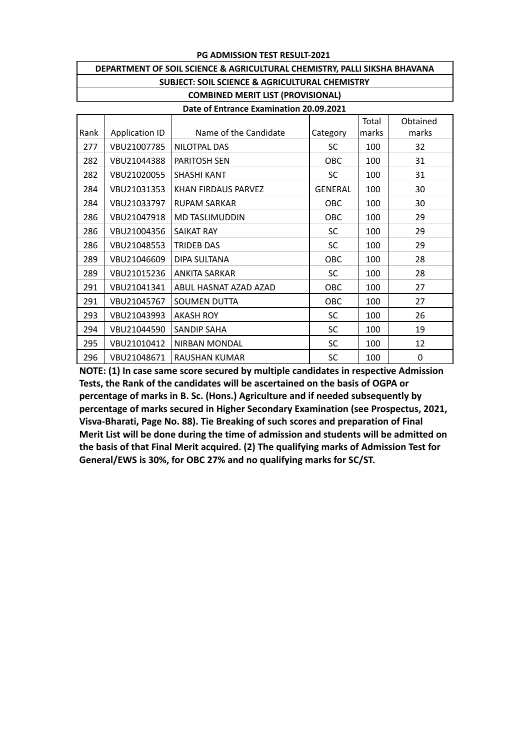**PG ADMISSION TEST RESULT-2021**

**DEPARTMENT OF SOIL SCIENCE & AGRICULTURAL CHEMISTRY, PALLI SIKSHA BHAVANA**

**SUBJECT: SOIL SCIENCE & AGRICULTURAL CHEMISTRY**

**COMBINED MERIT LIST (PROVISIONAL)**

**Date of Entrance Examination 20.09.2021**

| Rank | Application ID | Name of the Candidate | Category | Total marks | Obtained marks |
|---|---|---|---|---|---|
| 277 | VBU21007785 | NILOTPAL DAS | SC | 100 | 32 |
| 282 | VBU21044388 | PARITOSH SEN | OBC | 100 | 31 |
| 282 | VBU21020055 | SHASHI KANT | SC | 100 | 31 |
| 284 | VBU21031353 | KHAN FIRDAUS PARVEZ | GENERAL | 100 | 30 |
| 284 | VBU21033797 | RUPAM SARKAR | OBC | 100 | 30 |
| 286 | VBU21047918 | MD TASLIMUDDIN | OBC | 100 | 29 |
| 286 | VBU21004356 | SAIKAT RAY | SC | 100 | 29 |
| 286 | VBU21048553 | TRIDEB DAS | SC | 100 | 29 |
| 289 | VBU21046609 | DIPA SULTANA | OBC | 100 | 28 |
| 289 | VBU21015236 | ANKITA SARKAR | SC | 100 | 28 |
| 291 | VBU21041341 | ABUL HASNAT AZAD AZAD | OBC | 100 | 27 |
| 291 | VBU21045767 | SOUMEN DUTTA | OBC | 100 | 27 |
| 293 | VBU21043993 | AKASH ROY | SC | 100 | 26 |
| 294 | VBU21044590 | SANDIP SAHA | SC | 100 | 19 |
| 295 | VBU21010412 | NIRBAN MONDAL | SC | 100 | 12 |
| 296 | VBU21048671 | RAUSHAN KUMAR | SC | 100 | 0 |

**NOTE: (1) In case same score secured by multiple candidates in respective Admission Tests, the Rank of the candidates will be ascertained on the basis of OGPA or percentage of marks in B. Sc. (Hons.) Agriculture and if needed subsequently by percentage of marks secured in Higher Secondary Examination (see Prospectus, 2021, Visva-Bharati, Page No. 88). Tie Breaking of such scores and preparation of Final Merit List will be done during the time of admission and students will be admitted on the basis of that Final Merit acquired. (2) The qualifying marks of Admission Test for General/EWS is 30%, for OBC 27% and no qualifying marks for SC/ST.**